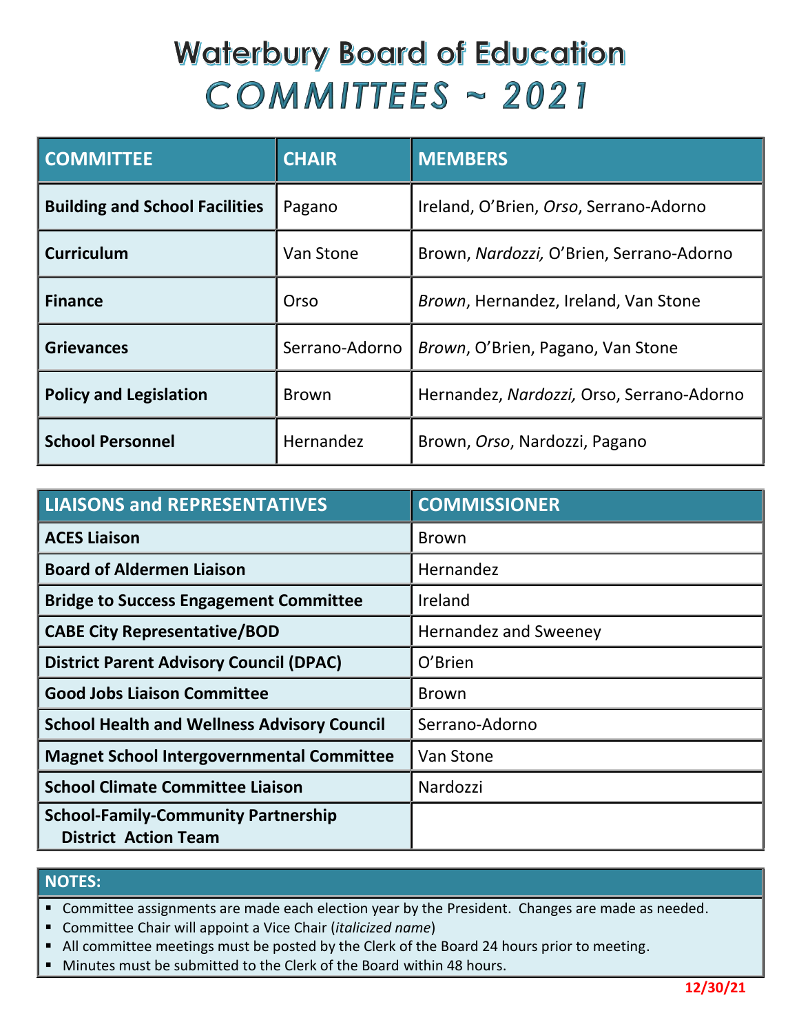# Waterbury Board of Education
## COMMITTEES ~ 2021

| COMMITTEE | CHAIR | MEMBERS |
|---|---|---|
| **Building and School Facilities** | Pagano | Ireland, O'Brien, *Orso*, Serrano-Adorno |
| **Curriculum** | Van Stone | Brown, *Nardozzi,* O'Brien, Serrano-Adorno |
| **Finance** | Orso | *Brown*, Hernandez, Ireland, Van Stone |
| **Grievances** | Serrano-Adorno | *Brown*, O'Brien, Pagano, Van Stone |
| **Policy and Legislation** | Brown | Hernandez, *Nardozzi,* Orso, Serrano-Adorno |
| **School Personnel** | Hernandez | Brown, *Orso*, Nardozzi, Pagano |

| LIAISONS and REPRESENTATIVES | COMMISSIONER |
|---|---|
| **ACES Liaison** | Brown |
| **Board of Aldermen Liaison** | Hernandez |
| **Bridge to Success Engagement Committee** | Ireland |
| **CABE City Representative/BOD** | Hernandez and Sweeney |
| **District Parent Advisory Council (DPAC)** | O'Brien |
| **Good Jobs Liaison Committee** | Brown |
| **School Health and Wellness Advisory Council** | Serrano-Adorno |
| **Magnet School Intergovernmental Committee** | Van Stone |
| **School Climate Committee Liaison** | Nardozzi |
| **School-Family-Community Partnership District Action Team** | |

**NOTES:**

- Committee assignments are made each election year by the President. Changes are made as needed.
- Committee Chair will appoint a Vice Chair (*italicized name*)
- All committee meetings must be posted by the Clerk of the Board 24 hours prior to meeting.
- Minutes must be submitted to the Clerk of the Board within 48 hours.

**12/30/21**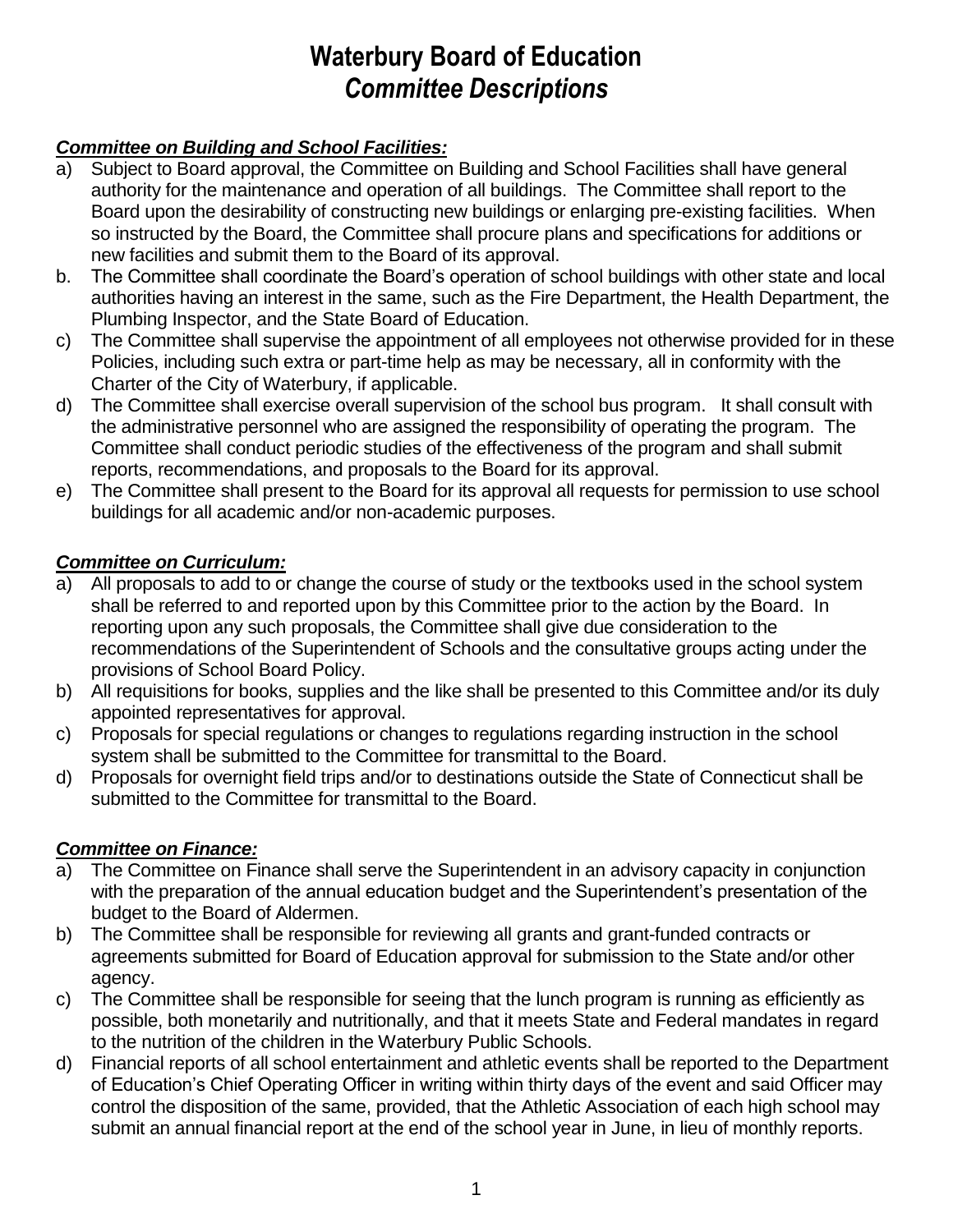# Waterbury Board of Education
## *Committee Descriptions*

### ***Committee on Building and School Facilities:***

a) Subject to Board approval, the Committee on Building and School Facilities shall have general authority for the maintenance and operation of all buildings. The Committee shall report to the Board upon the desirability of constructing new buildings or enlarging pre-existing facilities. When so instructed by the Board, the Committee shall procure plans and specifications for additions or new facilities and submit them to the Board of its approval.

b. The Committee shall coordinate the Board's operation of school buildings with other state and local authorities having an interest in the same, such as the Fire Department, the Health Department, the Plumbing Inspector, and the State Board of Education.

c) The Committee shall supervise the appointment of all employees not otherwise provided for in these Policies, including such extra or part-time help as may be necessary, all in conformity with the Charter of the City of Waterbury, if applicable.

d) The Committee shall exercise overall supervision of the school bus program. It shall consult with the administrative personnel who are assigned the responsibility of operating the program. The Committee shall conduct periodic studies of the effectiveness of the program and shall submit reports, recommendations, and proposals to the Board for its approval.

e) The Committee shall present to the Board for its approval all requests for permission to use school buildings for all academic and/or non-academic purposes.

### ***Committee on Curriculum:***

a) All proposals to add to or change the course of study or the textbooks used in the school system shall be referred to and reported upon by this Committee prior to the action by the Board. In reporting upon any such proposals, the Committee shall give due consideration to the recommendations of the Superintendent of Schools and the consultative groups acting under the provisions of School Board Policy.

b) All requisitions for books, supplies and the like shall be presented to this Committee and/or its duly appointed representatives for approval.

c) Proposals for special regulations or changes to regulations regarding instruction in the school system shall be submitted to the Committee for transmittal to the Board.

d) Proposals for overnight field trips and/or to destinations outside the State of Connecticut shall be submitted to the Committee for transmittal to the Board.

### ***Committee on Finance:***

a) The Committee on Finance shall serve the Superintendent in an advisory capacity in conjunction with the preparation of the annual education budget and the Superintendent's presentation of the budget to the Board of Aldermen.

b) The Committee shall be responsible for reviewing all grants and grant-funded contracts or agreements submitted for Board of Education approval for submission to the State and/or other agency.

c) The Committee shall be responsible for seeing that the lunch program is running as efficiently as possible, both monetarily and nutritionally, and that it meets State and Federal mandates in regard to the nutrition of the children in the Waterbury Public Schools.

d) Financial reports of all school entertainment and athletic events shall be reported to the Department of Education's Chief Operating Officer in writing within thirty days of the event and said Officer may control the disposition of the same, provided, that the Athletic Association of each high school may submit an annual financial report at the end of the school year in June, in lieu of monthly reports.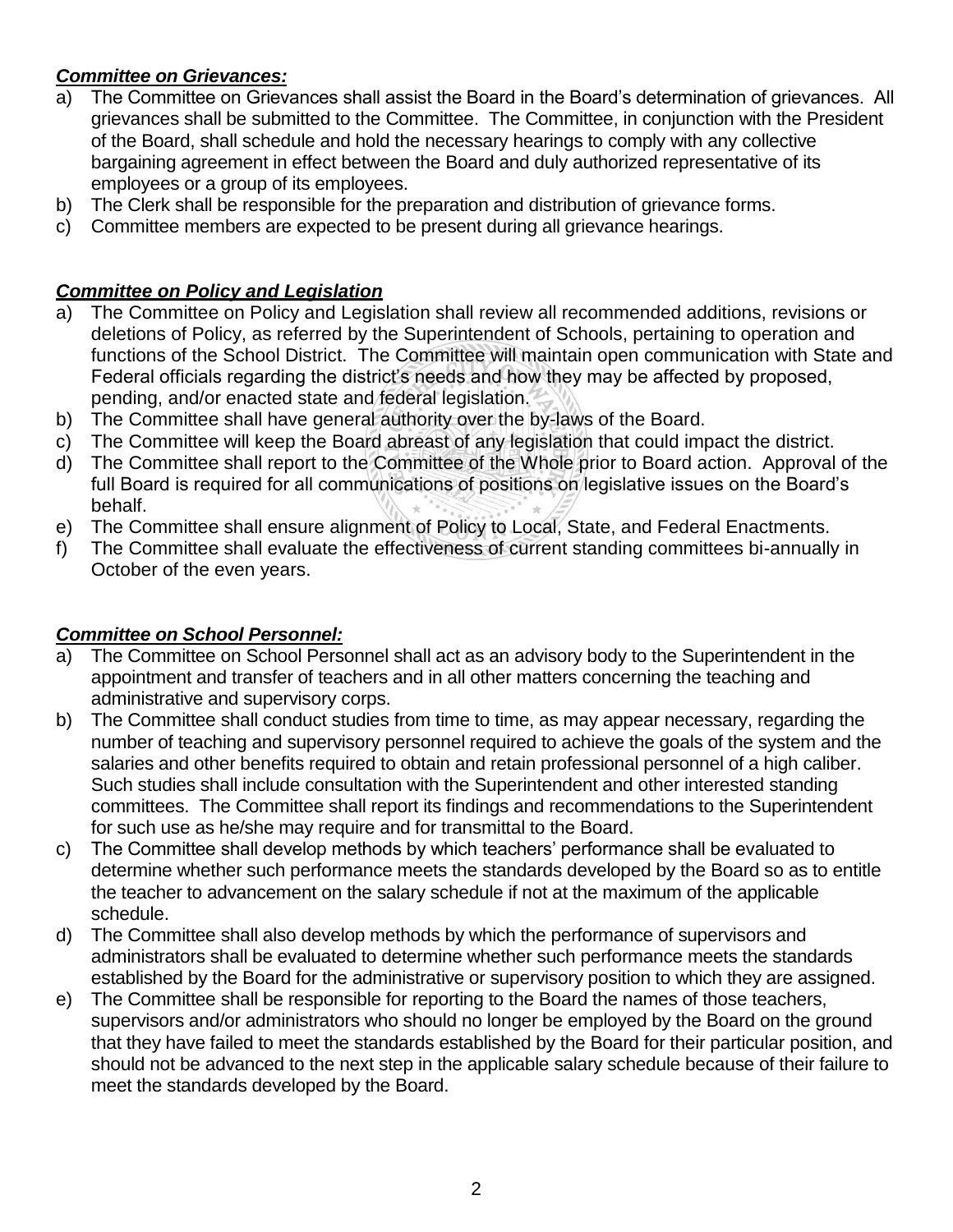***Committee on Grievances:***

a) The Committee on Grievances shall assist the Board in the Board's determination of grievances. All grievances shall be submitted to the Committee. The Committee, in conjunction with the President of the Board, shall schedule and hold the necessary hearings to comply with any collective bargaining agreement in effect between the Board and duly authorized representative of its employees or a group of its employees.
b) The Clerk shall be responsible for the preparation and distribution of grievance forms.
c) Committee members are expected to be present during all grievance hearings.

***Committee on Policy and Legislation***

a) The Committee on Policy and Legislation shall review all recommended additions, revisions or deletions of Policy, as referred by the Superintendent of Schools, pertaining to operation and functions of the School District. The Committee will maintain open communication with State and Federal officials regarding the district's needs and how they may be affected by proposed, pending, and/or enacted state and federal legislation.
b) The Committee shall have general authority over the by-laws of the Board.
c) The Committee will keep the Board abreast of any legislation that could impact the district.
d) The Committee shall report to the Committee of the Whole prior to Board action. Approval of the full Board is required for all communications of positions on legislative issues on the Board's behalf.
e) The Committee shall ensure alignment of Policy to Local, State, and Federal Enactments.
f) The Committee shall evaluate the effectiveness of current standing committees bi-annually in October of the even years.

***Committee on School Personnel:***

a) The Committee on School Personnel shall act as an advisory body to the Superintendent in the appointment and transfer of teachers and in all other matters concerning the teaching and administrative and supervisory corps.
b) The Committee shall conduct studies from time to time, as may appear necessary, regarding the number of teaching and supervisory personnel required to achieve the goals of the system and the salaries and other benefits required to obtain and retain professional personnel of a high caliber. Such studies shall include consultation with the Superintendent and other interested standing committees. The Committee shall report its findings and recommendations to the Superintendent for such use as he/she may require and for transmittal to the Board.
c) The Committee shall develop methods by which teachers' performance shall be evaluated to determine whether such performance meets the standards developed by the Board so as to entitle the teacher to advancement on the salary schedule if not at the maximum of the applicable schedule.
d) The Committee shall also develop methods by which the performance of supervisors and administrators shall be evaluated to determine whether such performance meets the standards established by the Board for the administrative or supervisory position to which they are assigned.
e) The Committee shall be responsible for reporting to the Board the names of those teachers, supervisors and/or administrators who should no longer be employed by the Board on the ground that they have failed to meet the standards established by the Board for their particular position, and should not be advanced to the next step in the applicable salary schedule because of their failure to meet the standards developed by the Board.